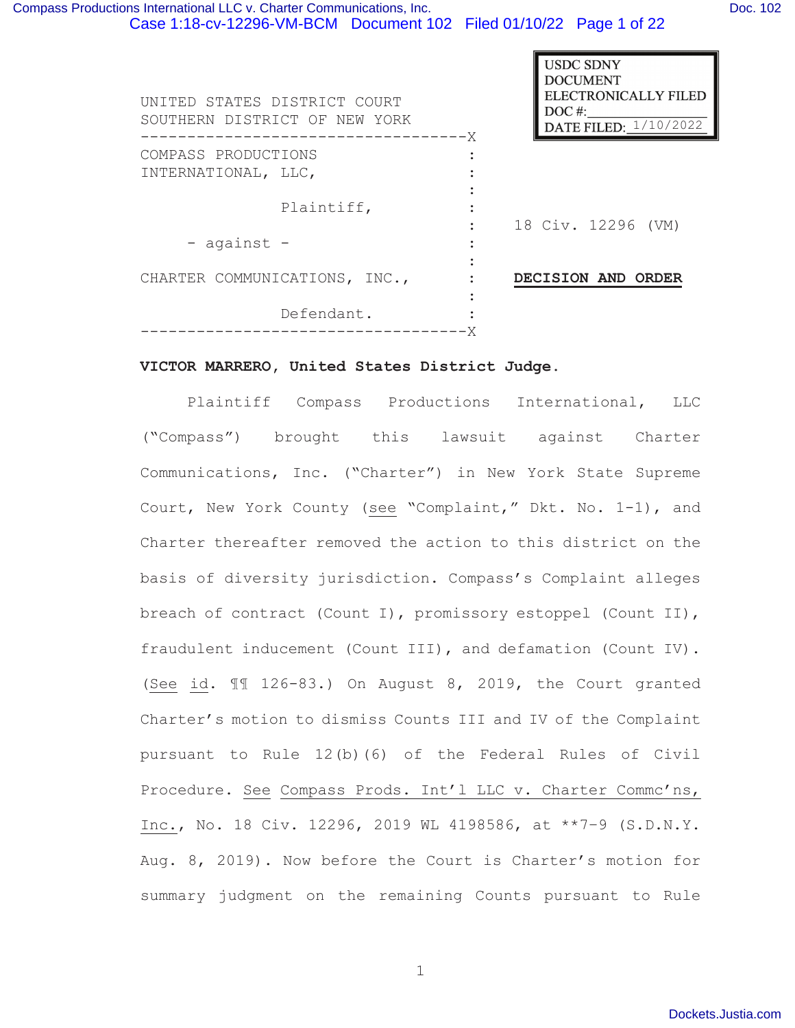USDC SDNY
DOCUMENT
ELECTRONICALLY FILED
DOC #:\_\_\_\_\_\_\_\_\_\_\_\_
DATE FILED: 1/10/2022

UNITED STATES DISTRICT COURT
SOUTHERN DISTRICT OF NEW YORK

COMPASS PRODUCTIONS INTERNATIONAL, LLC,

Plaintiff,

\- against -

CHARTER COMMUNICATIONS, INC.,

Defendant.

18 Civ. 12296 (VM)

**DECISION AND ORDER**

**VICTOR MARRERO, United States District Judge.**

Plaintiff Compass Productions International, LLC ("Compass") brought this lawsuit against Charter Communications, Inc. ("Charter") in New York State Supreme Court, New York County (see "Complaint," Dkt. No. 1-1), and Charter thereafter removed the action to this district on the basis of diversity jurisdiction. Compass's Complaint alleges breach of contract (Count I), promissory estoppel (Count II), fraudulent inducement (Count III), and defamation (Count IV). (See id. ¶¶ 126-83.) On August 8, 2019, the Court granted Charter's motion to dismiss Counts III and IV of the Complaint pursuant to Rule 12(b)(6) of the Federal Rules of Civil Procedure. See Compass Prods. Int'l LLC v. Charter Commc'ns, Inc., No. 18 Civ. 12296, 2019 WL 4198586, at \*\*7-9 (S.D.N.Y. Aug. 8, 2019). Now before the Court is Charter's motion for summary judgment on the remaining Counts pursuant to Rule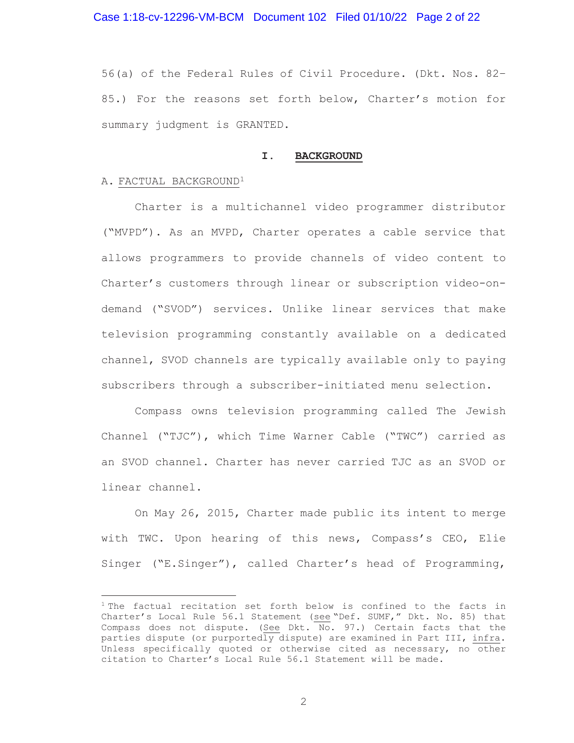56(a) of the Federal Rules of Civil Procedure. (Dkt. Nos. 82–85.) For the reasons set forth below, Charter's motion for summary judgment is GRANTED.

## I. BACKGROUND

### A. FACTUAL BACKGROUND[1]

Charter is a multichannel video programmer distributor ("MVPD"). As an MVPD, Charter operates a cable service that allows programmers to provide channels of video content to Charter's customers through linear or subscription video-on-demand ("SVOD") services. Unlike linear services that make television programming constantly available on a dedicated channel, SVOD channels are typically available only to paying subscribers through a subscriber-initiated menu selection.

Compass owns television programming called The Jewish Channel ("TJC"), which Time Warner Cable ("TWC") carried as an SVOD channel. Charter has never carried TJC as an SVOD or linear channel.

On May 26, 2015, Charter made public its intent to merge with TWC. Upon hearing of this news, Compass's CEO, Elie Singer ("E.Singer"), called Charter's head of Programming,

---

[1] The factual recitation set forth below is confined to the facts in Charter's Local Rule 56.1 Statement (see "Def. SUMF," Dkt. No. 85) that Compass does not dispute. (See Dkt. No. 97.) Certain facts that the parties dispute (or purportedly dispute) are examined in Part III, infra. Unless specifically quoted or otherwise cited as necessary, no other citation to Charter's Local Rule 56.1 Statement will be made.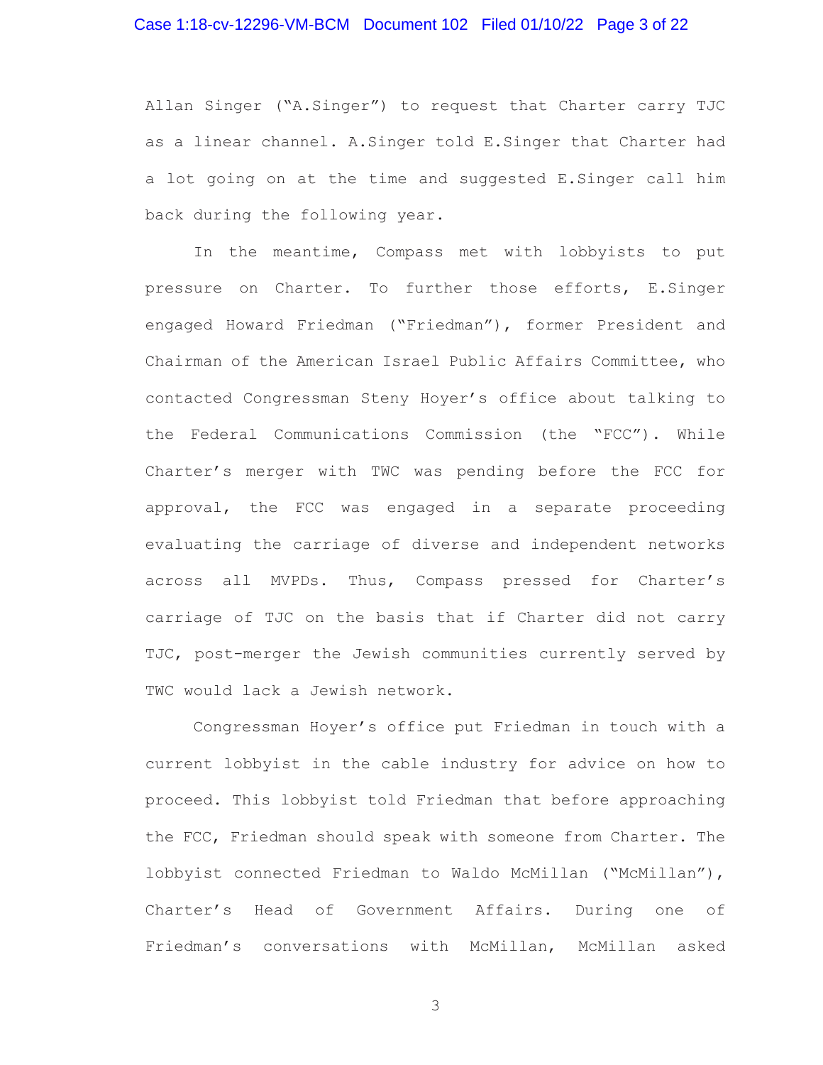Allan Singer ("A.Singer") to request that Charter carry TJC as a linear channel. A.Singer told E.Singer that Charter had a lot going on at the time and suggested E.Singer call him back during the following year.

In the meantime, Compass met with lobbyists to put pressure on Charter. To further those efforts, E.Singer engaged Howard Friedman ("Friedman"), former President and Chairman of the American Israel Public Affairs Committee, who contacted Congressman Steny Hoyer's office about talking to the Federal Communications Commission (the "FCC"). While Charter's merger with TWC was pending before the FCC for approval, the FCC was engaged in a separate proceeding evaluating the carriage of diverse and independent networks across all MVPDs. Thus, Compass pressed for Charter's carriage of TJC on the basis that if Charter did not carry TJC, post-merger the Jewish communities currently served by TWC would lack a Jewish network.

Congressman Hoyer's office put Friedman in touch with a current lobbyist in the cable industry for advice on how to proceed. This lobbyist told Friedman that before approaching the FCC, Friedman should speak with someone from Charter. The lobbyist connected Friedman to Waldo McMillan ("McMillan"), Charter's Head of Government Affairs. During one of Friedman's conversations with McMillan, McMillan asked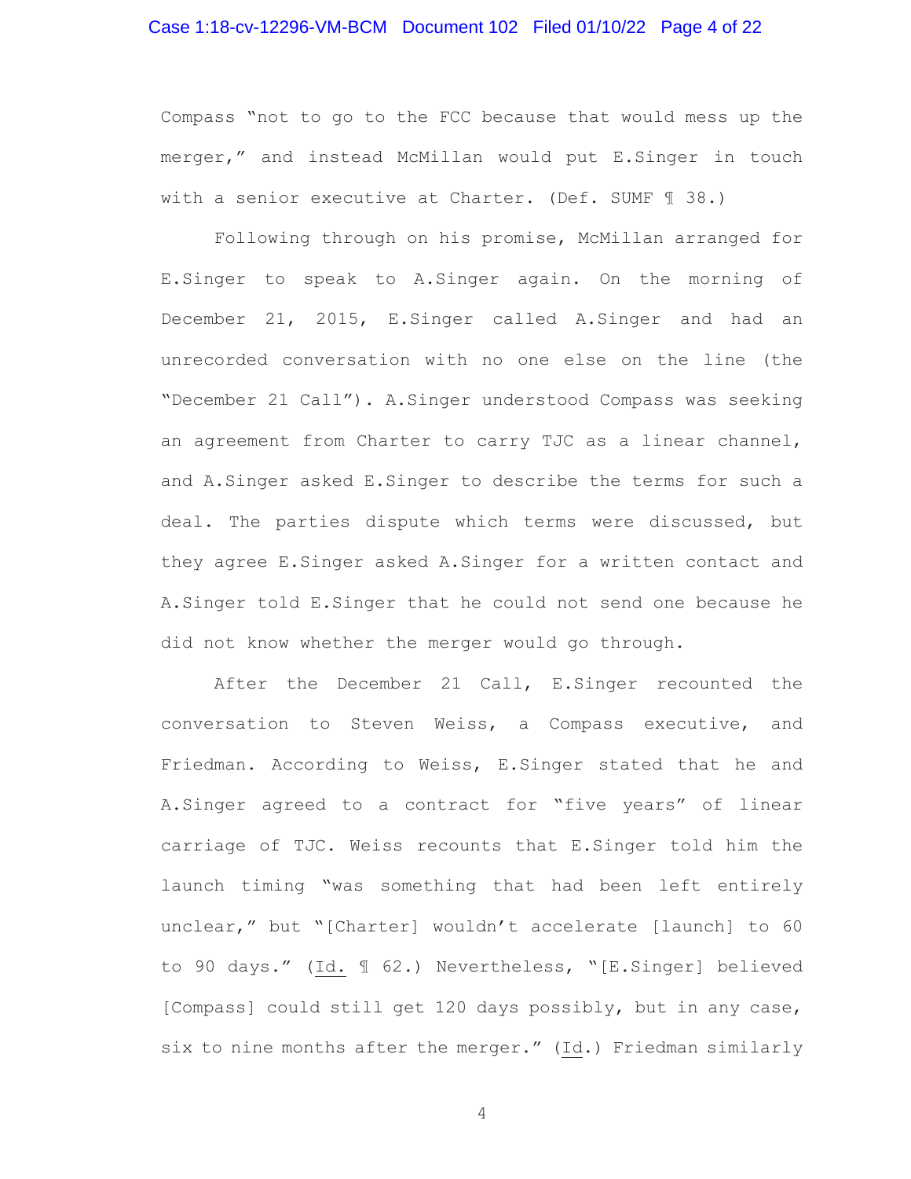Compass "not to go to the FCC because that would mess up the merger," and instead McMillan would put E.Singer in touch with a senior executive at Charter. (Def. SUMF ¶ 38.)

Following through on his promise, McMillan arranged for E.Singer to speak to A.Singer again. On the morning of December 21, 2015, E.Singer called A.Singer and had an unrecorded conversation with no one else on the line (the "December 21 Call"). A.Singer understood Compass was seeking an agreement from Charter to carry TJC as a linear channel, and A.Singer asked E.Singer to describe the terms for such a deal. The parties dispute which terms were discussed, but they agree E.Singer asked A.Singer for a written contact and A.Singer told E.Singer that he could not send one because he did not know whether the merger would go through.

After the December 21 Call, E.Singer recounted the conversation to Steven Weiss, a Compass executive, and Friedman. According to Weiss, E.Singer stated that he and A.Singer agreed to a contract for "five years" of linear carriage of TJC. Weiss recounts that E.Singer told him the launch timing "was something that had been left entirely unclear," but "[Charter] wouldn't accelerate [launch] to 60 to 90 days." (Id. ¶ 62.) Nevertheless, "[E.Singer] believed [Compass] could still get 120 days possibly, but in any case, six to nine months after the merger." (Id.) Friedman similarly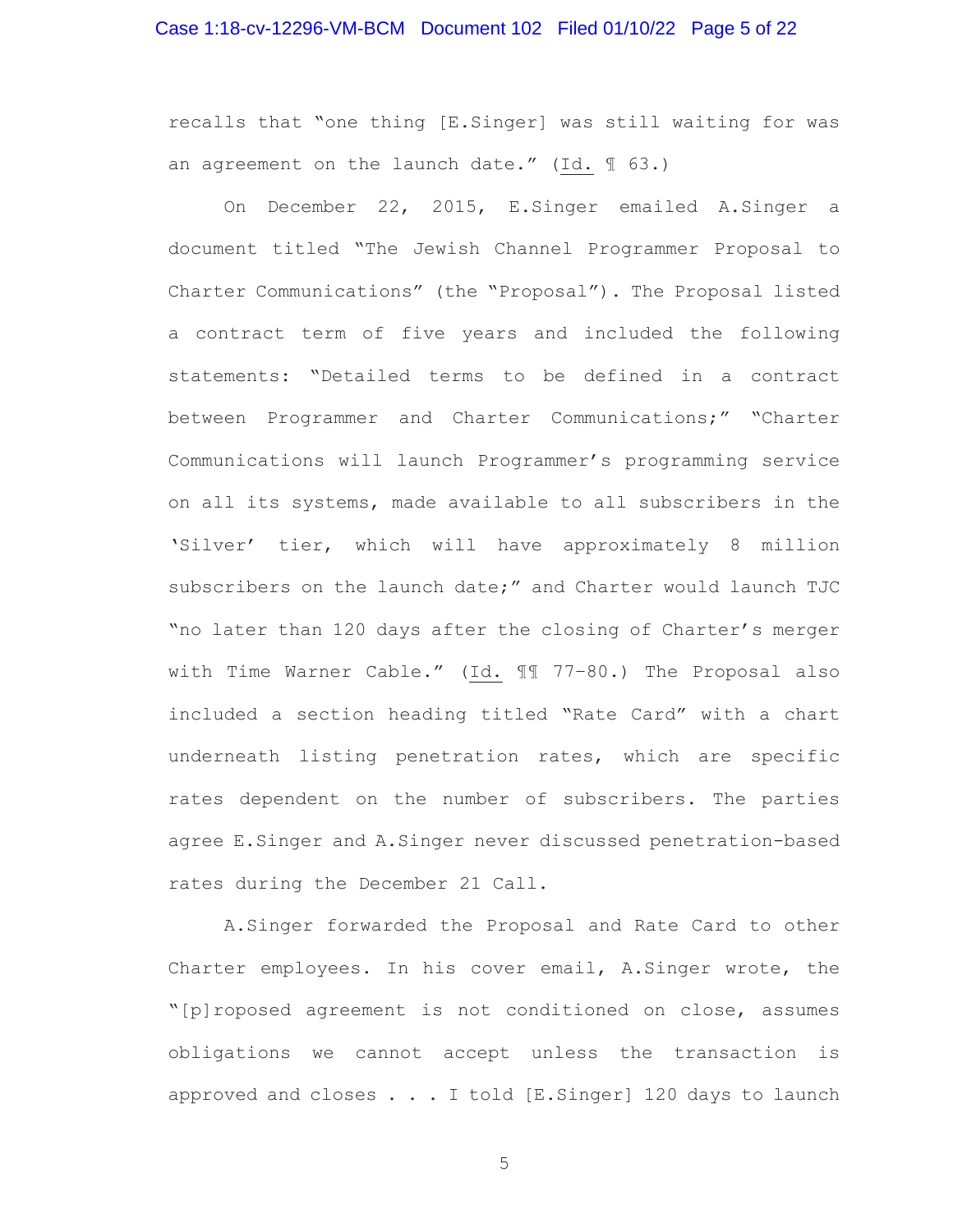recalls that "one thing [E.Singer] was still waiting for was an agreement on the launch date." (Id. ¶ 63.)

On December 22, 2015, E.Singer emailed A.Singer a document titled "The Jewish Channel Programmer Proposal to Charter Communications" (the "Proposal"). The Proposal listed a contract term of five years and included the following statements: "Detailed terms to be defined in a contract between Programmer and Charter Communications;" "Charter Communications will launch Programmer's programming service on all its systems, made available to all subscribers in the 'Silver' tier, which will have approximately 8 million subscribers on the launch date;" and Charter would launch TJC "no later than 120 days after the closing of Charter's merger with Time Warner Cable." (Id. ¶¶ 77-80.) The Proposal also included a section heading titled "Rate Card" with a chart underneath listing penetration rates, which are specific rates dependent on the number of subscribers. The parties agree E.Singer and A.Singer never discussed penetration-based rates during the December 21 Call.

A.Singer forwarded the Proposal and Rate Card to other Charter employees. In his cover email, A.Singer wrote, the "[p]roposed agreement is not conditioned on close, assumes obligations we cannot accept unless the transaction is approved and closes . . . I told [E.Singer] 120 days to launch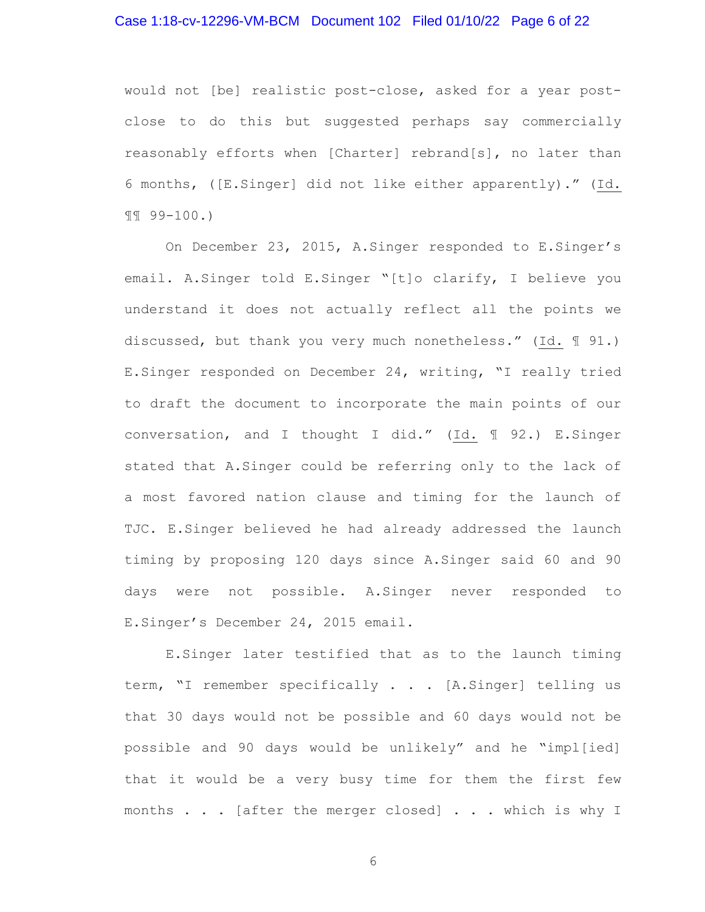would not [be] realistic post-close, asked for a year post-close to do this but suggested perhaps say commercially reasonably efforts when [Charter] rebrand[s], no later than 6 months, ([E.Singer] did not like either apparently)." (Id. ¶¶ 99-100.)

On December 23, 2015, A.Singer responded to E.Singer's email. A.Singer told E.Singer "[t]o clarify, I believe you understand it does not actually reflect all the points we discussed, but thank you very much nonetheless." (Id. ¶ 91.) E.Singer responded on December 24, writing, "I really tried to draft the document to incorporate the main points of our conversation, and I thought I did." (Id. ¶ 92.) E.Singer stated that A.Singer could be referring only to the lack of a most favored nation clause and timing for the launch of TJC. E.Singer believed he had already addressed the launch timing by proposing 120 days since A.Singer said 60 and 90 days were not possible. A.Singer never responded to E.Singer's December 24, 2015 email.

E.Singer later testified that as to the launch timing term, "I remember specifically . . . [A.Singer] telling us that 30 days would not be possible and 60 days would not be possible and 90 days would be unlikely" and he "impl[ied] that it would be a very busy time for them the first few months . . . [after the merger closed] . . . which is why I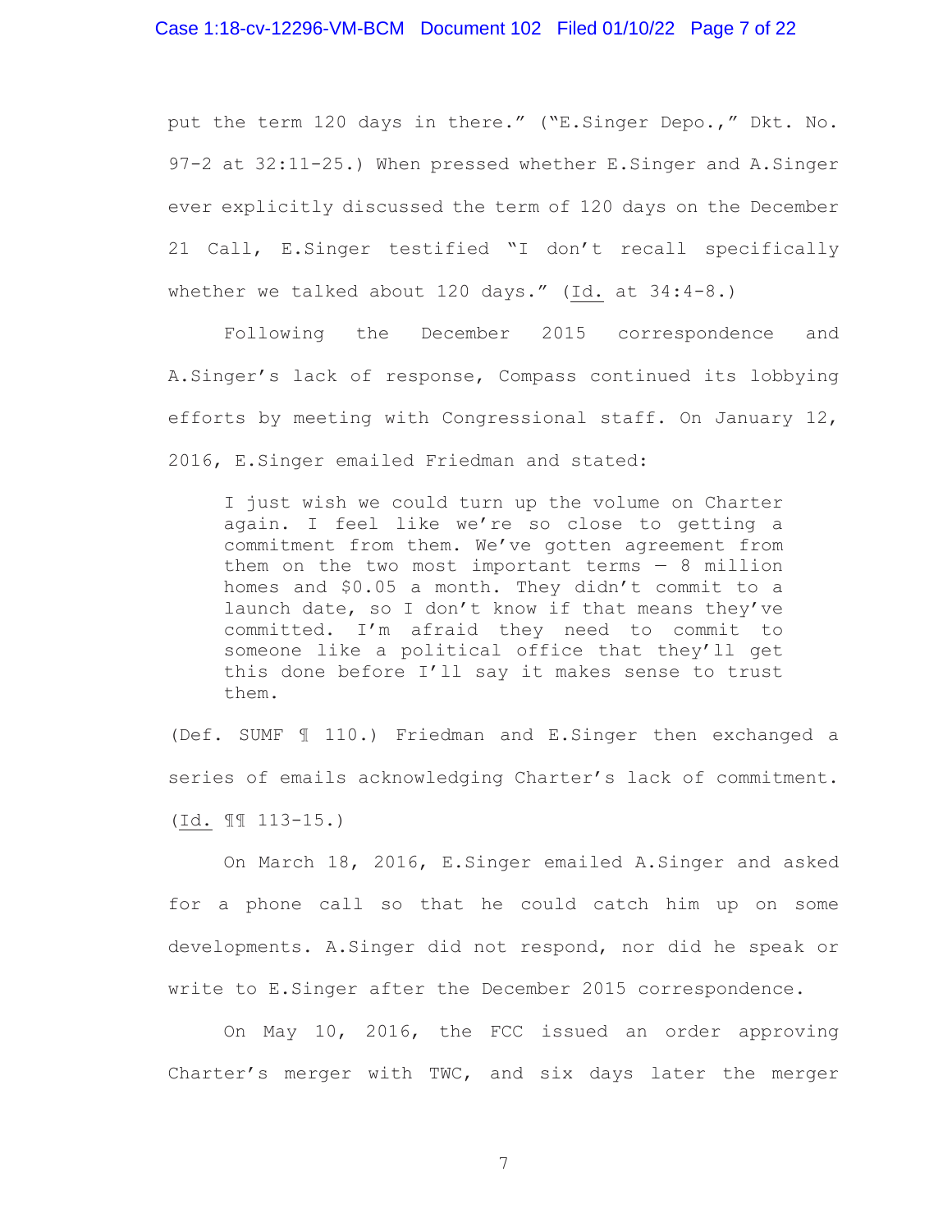put the term 120 days in there." ("E.Singer Depo.," Dkt. No. 97-2 at 32:11-25.) When pressed whether E.Singer and A.Singer ever explicitly discussed the term of 120 days on the December 21 Call, E.Singer testified "I don't recall specifically whether we talked about 120 days." (Id. at 34:4-8.)

Following the December 2015 correspondence and A.Singer's lack of response, Compass continued its lobbying efforts by meeting with Congressional staff. On January 12, 2016, E.Singer emailed Friedman and stated:

> I just wish we could turn up the volume on Charter again. I feel like we're so close to getting a commitment from them. We've gotten agreement from them on the two most important terms — 8 million homes and $0.05 a month. They didn't commit to a launch date, so I don't know if that means they've committed. I'm afraid they need to commit to someone like a political office that they'll get this done before I'll say it makes sense to trust them.

(Def. SUMF ¶ 110.) Friedman and E.Singer then exchanged a series of emails acknowledging Charter's lack of commitment. (Id. ¶¶ 113-15.)

On March 18, 2016, E.Singer emailed A.Singer and asked for a phone call so that he could catch him up on some developments. A.Singer did not respond, nor did he speak or write to E.Singer after the December 2015 correspondence.

On May 10, 2016, the FCC issued an order approving Charter's merger with TWC, and six days later the merger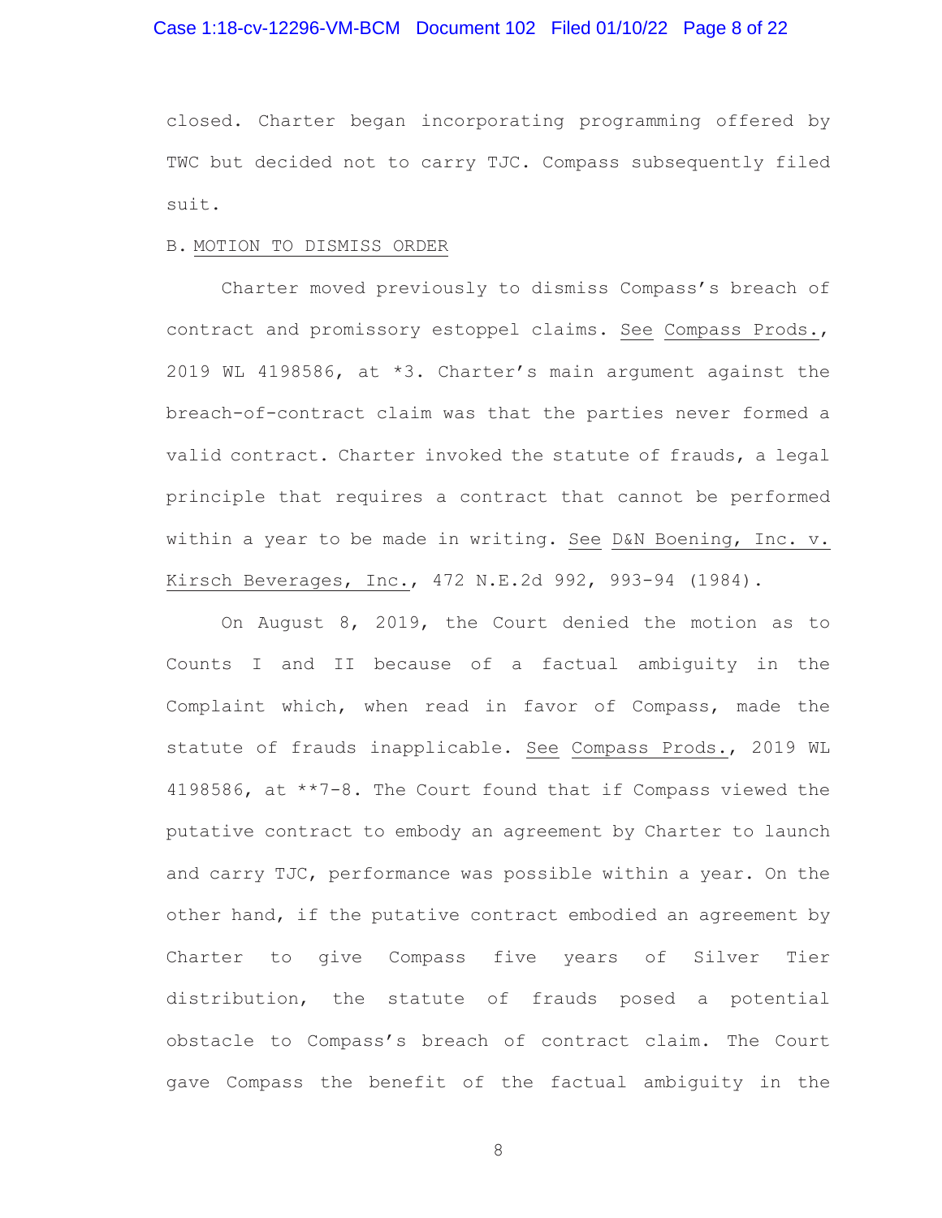closed. Charter began incorporating programming offered by TWC but decided not to carry TJC. Compass subsequently filed suit.

B. MOTION TO DISMISS ORDER

Charter moved previously to dismiss Compass's breach of contract and promissory estoppel claims. See Compass Prods., 2019 WL 4198586, at *3. Charter's main argument against the breach-of-contract claim was that the parties never formed a valid contract. Charter invoked the statute of frauds, a legal principle that requires a contract that cannot be performed within a year to be made in writing. See D&N Boening, Inc. v. Kirsch Beverages, Inc., 472 N.E.2d 992, 993-94 (1984).

On August 8, 2019, the Court denied the motion as to Counts I and II because of a factual ambiguity in the Complaint which, when read in favor of Compass, made the statute of frauds inapplicable. See Compass Prods., 2019 WL 4198586, at **7-8. The Court found that if Compass viewed the putative contract to embody an agreement by Charter to launch and carry TJC, performance was possible within a year. On the other hand, if the putative contract embodied an agreement by Charter to give Compass five years of Silver Tier distribution, the statute of frauds posed a potential obstacle to Compass's breach of contract claim. The Court gave Compass the benefit of the factual ambiguity in the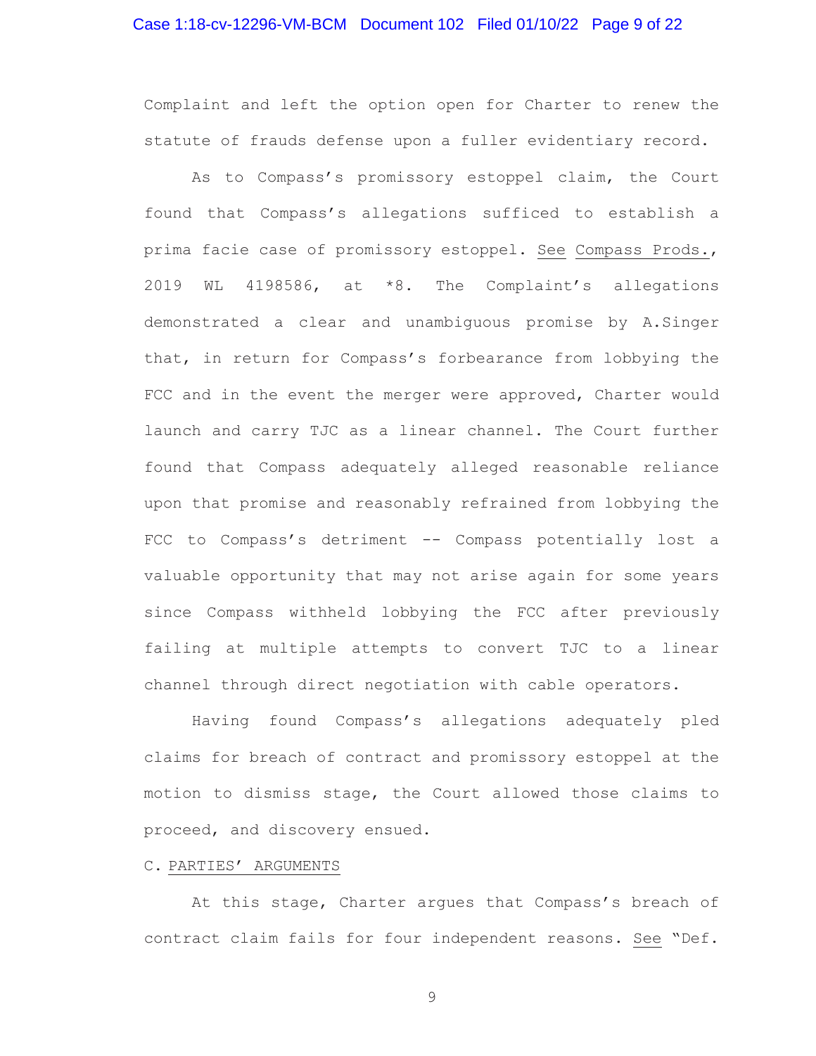Complaint and left the option open for Charter to renew the statute of frauds defense upon a fuller evidentiary record.

As to Compass's promissory estoppel claim, the Court found that Compass's allegations sufficed to establish a prima facie case of promissory estoppel. See Compass Prods., 2019 WL 4198586, at *8. The Complaint's allegations demonstrated a clear and unambiguous promise by A.Singer that, in return for Compass's forbearance from lobbying the FCC and in the event the merger were approved, Charter would launch and carry TJC as a linear channel. The Court further found that Compass adequately alleged reasonable reliance upon that promise and reasonably refrained from lobbying the FCC to Compass's detriment -- Compass potentially lost a valuable opportunity that may not arise again for some years since Compass withheld lobbying the FCC after previously failing at multiple attempts to convert TJC to a linear channel through direct negotiation with cable operators.

Having found Compass's allegations adequately pled claims for breach of contract and promissory estoppel at the motion to dismiss stage, the Court allowed those claims to proceed, and discovery ensued.

C. PARTIES' ARGUMENTS

At this stage, Charter argues that Compass's breach of contract claim fails for four independent reasons. See "Def.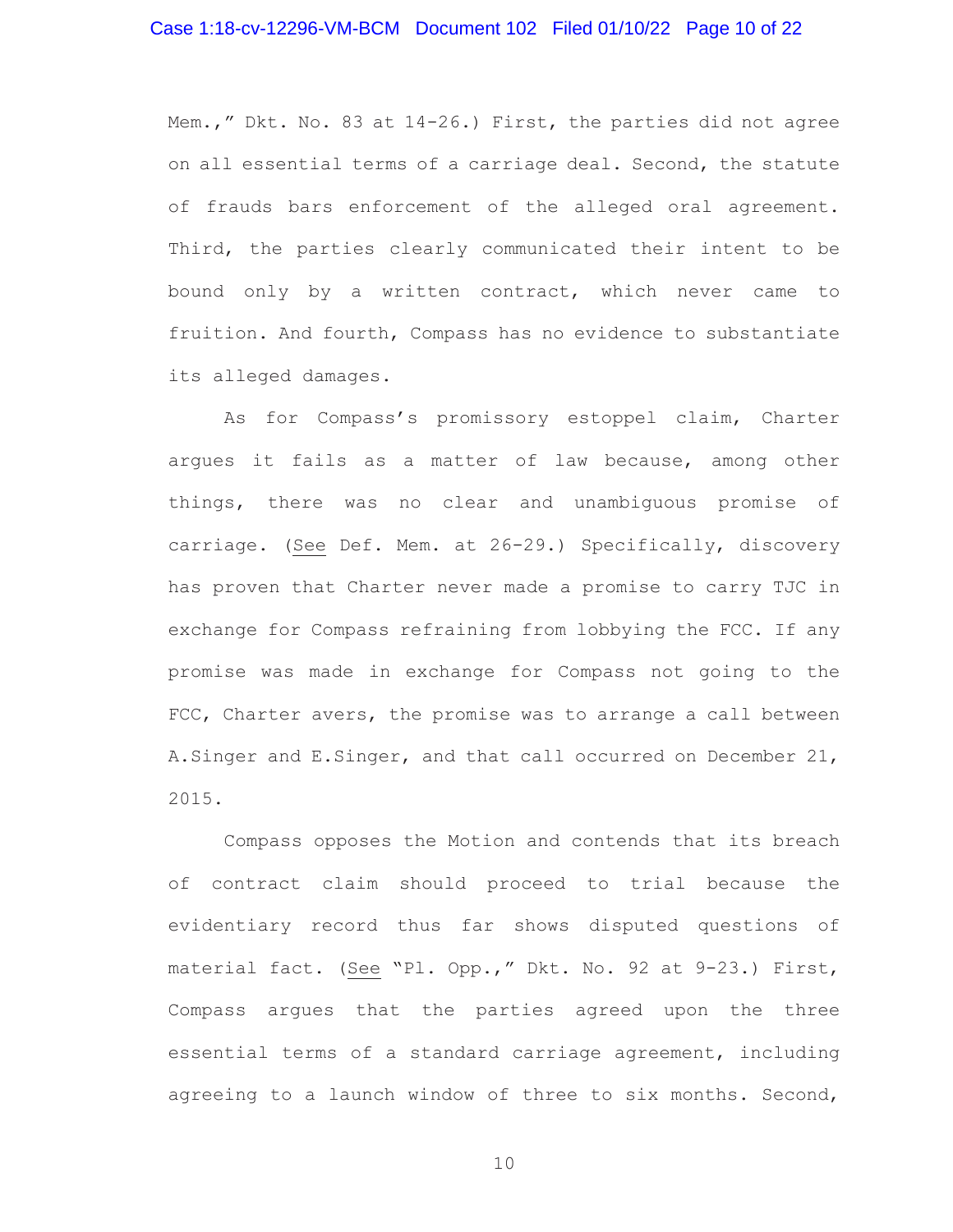Mem.," Dkt. No. 83 at 14-26.) First, the parties did not agree on all essential terms of a carriage deal. Second, the statute of frauds bars enforcement of the alleged oral agreement. Third, the parties clearly communicated their intent to be bound only by a written contract, which never came to fruition. And fourth, Compass has no evidence to substantiate its alleged damages.

As for Compass's promissory estoppel claim, Charter argues it fails as a matter of law because, among other things, there was no clear and unambiguous promise of carriage. (See Def. Mem. at 26-29.) Specifically, discovery has proven that Charter never made a promise to carry TJC in exchange for Compass refraining from lobbying the FCC. If any promise was made in exchange for Compass not going to the FCC, Charter avers, the promise was to arrange a call between A.Singer and E.Singer, and that call occurred on December 21, 2015.

Compass opposes the Motion and contends that its breach of contract claim should proceed to trial because the evidentiary record thus far shows disputed questions of material fact. (See "Pl. Opp.," Dkt. No. 92 at 9-23.) First, Compass argues that the parties agreed upon the three essential terms of a standard carriage agreement, including agreeing to a launch window of three to six months. Second,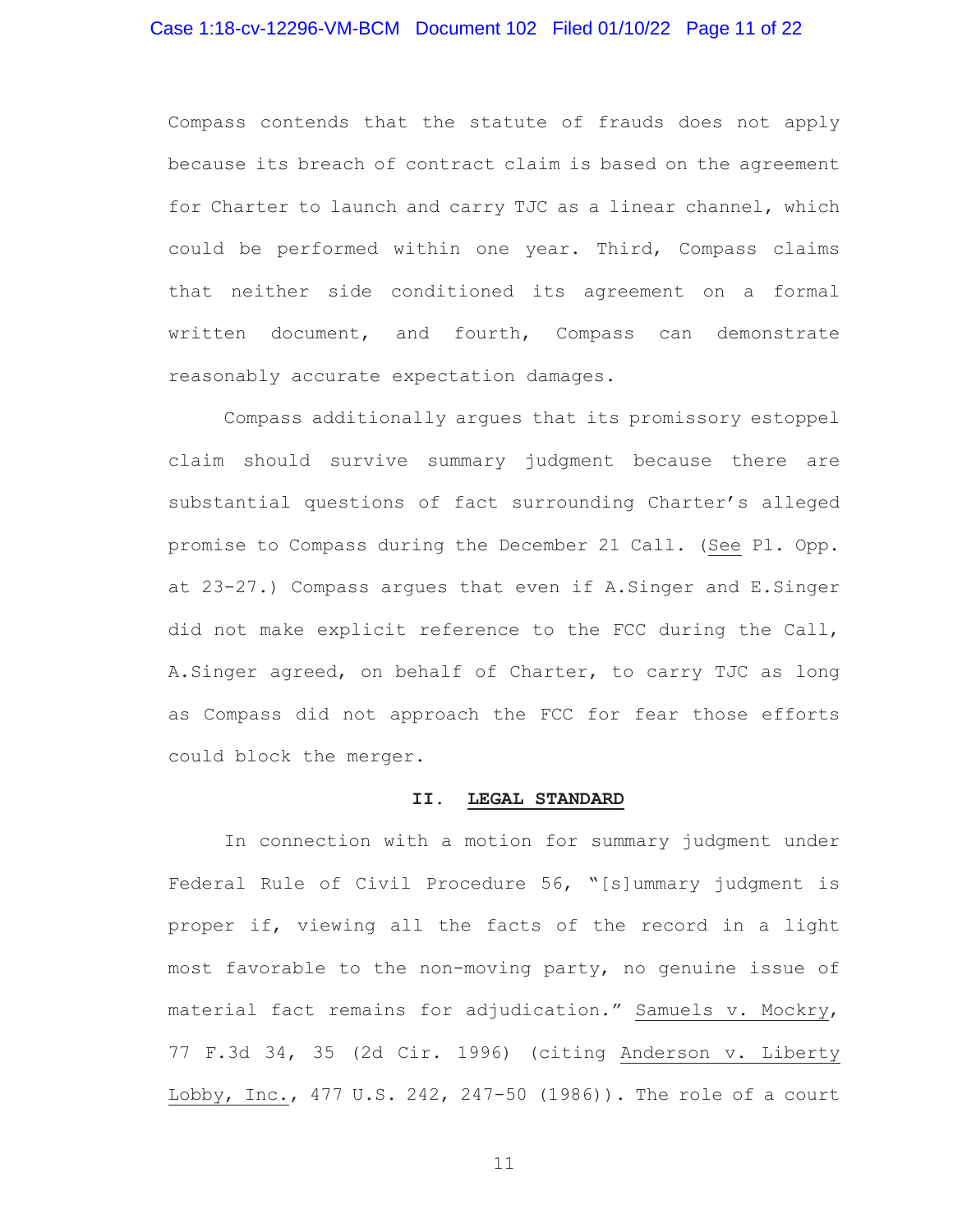Compass contends that the statute of frauds does not apply because its breach of contract claim is based on the agreement for Charter to launch and carry TJC as a linear channel, which could be performed within one year. Third, Compass claims that neither side conditioned its agreement on a formal written document, and fourth, Compass can demonstrate reasonably accurate expectation damages.

Compass additionally argues that its promissory estoppel claim should survive summary judgment because there are substantial questions of fact surrounding Charter's alleged promise to Compass during the December 21 Call. (See Pl. Opp. at 23-27.) Compass argues that even if A.Singer and E.Singer did not make explicit reference to the FCC during the Call, A.Singer agreed, on behalf of Charter, to carry TJC as long as Compass did not approach the FCC for fear those efforts could block the merger.

## II. LEGAL STANDARD

In connection with a motion for summary judgment under Federal Rule of Civil Procedure 56, "[s]ummary judgment is proper if, viewing all the facts of the record in a light most favorable to the non-moving party, no genuine issue of material fact remains for adjudication." Samuels v. Mockry, 77 F.3d 34, 35 (2d Cir. 1996) (citing Anderson v. Liberty Lobby, Inc., 477 U.S. 242, 247-50 (1986)). The role of a court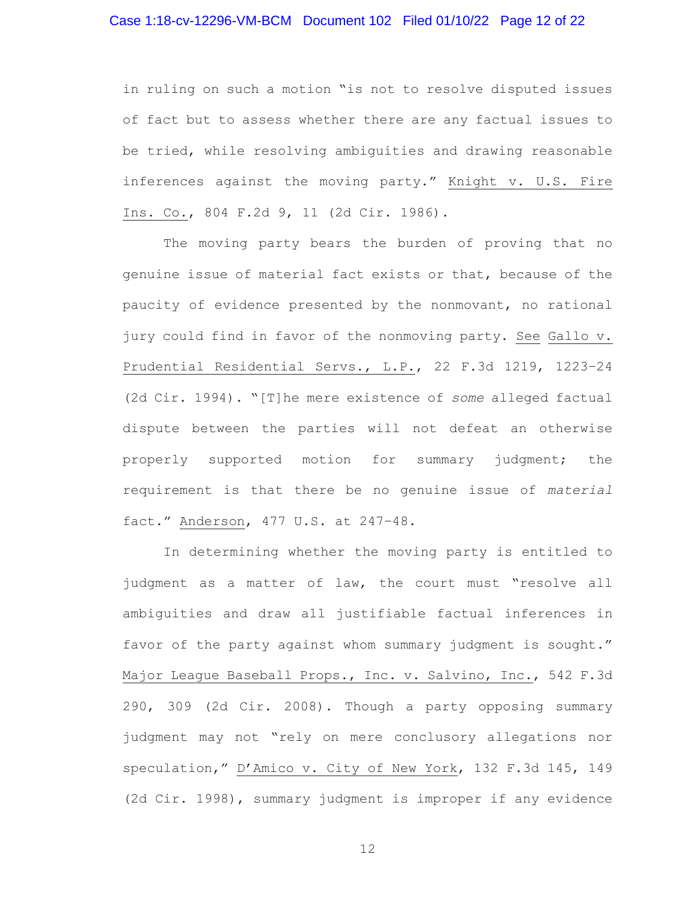in ruling on such a motion "is not to resolve disputed issues of fact but to assess whether there are any factual issues to be tried, while resolving ambiguities and drawing reasonable inferences against the moving party." Knight v. U.S. Fire Ins. Co., 804 F.2d 9, 11 (2d Cir. 1986).

The moving party bears the burden of proving that no genuine issue of material fact exists or that, because of the paucity of evidence presented by the nonmovant, no rational jury could find in favor of the nonmoving party. See Gallo v. Prudential Residential Servs., L.P., 22 F.3d 1219, 1223–24 (2d Cir. 1994). "[T]he mere existence of *some* alleged factual dispute between the parties will not defeat an otherwise properly supported motion for summary judgment; the requirement is that there be no genuine issue of *material* fact." Anderson, 477 U.S. at 247–48.

In determining whether the moving party is entitled to judgment as a matter of law, the court must "resolve all ambiguities and draw all justifiable factual inferences in favor of the party against whom summary judgment is sought." Major League Baseball Props., Inc. v. Salvino, Inc., 542 F.3d 290, 309 (2d Cir. 2008). Though a party opposing summary judgment may not "rely on mere conclusory allegations nor speculation," D'Amico v. City of New York, 132 F.3d 145, 149 (2d Cir. 1998), summary judgment is improper if any evidence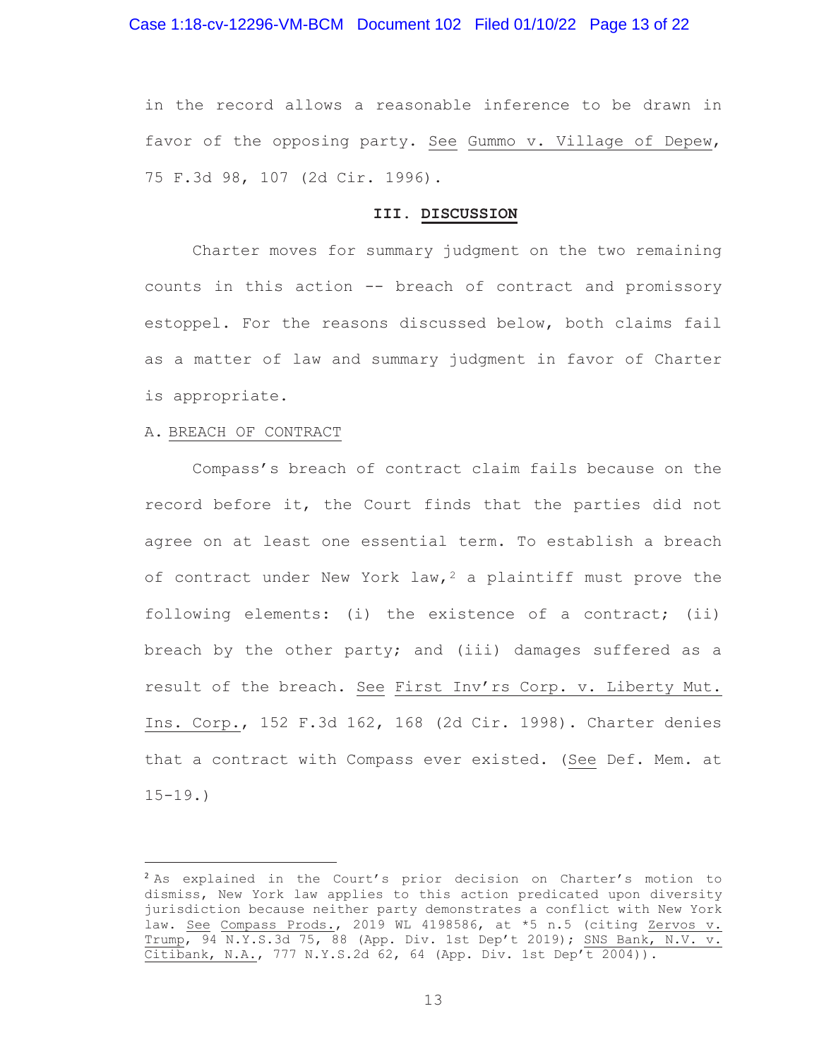in the record allows a reasonable inference to be drawn in favor of the opposing party. See Gummo v. Village of Depew, 75 F.3d 98, 107 (2d Cir. 1996).

## III. DISCUSSION

Charter moves for summary judgment on the two remaining counts in this action -- breach of contract and promissory estoppel. For the reasons discussed below, both claims fail as a matter of law and summary judgment in favor of Charter is appropriate.

### A. BREACH OF CONTRACT

Compass's breach of contract claim fails because on the record before it, the Court finds that the parties did not agree on at least one essential term. To establish a breach of contract under New York law,[2] a plaintiff must prove the following elements: (i) the existence of a contract; (ii) breach by the other party; and (iii) damages suffered as a result of the breach. See First Inv'rs Corp. v. Liberty Mut. Ins. Corp., 152 F.3d 162, 168 (2d Cir. 1998). Charter denies that a contract with Compass ever existed. (See Def. Mem. at 15-19.)

---

[2] As explained in the Court's prior decision on Charter's motion to dismiss, New York law applies to this action predicated upon diversity jurisdiction because neither party demonstrates a conflict with New York law. See Compass Prods., 2019 WL 4198586, at *5 n.5 (citing Zervos v. Trump, 94 N.Y.S.3d 75, 88 (App. Div. 1st Dep't 2019); SNS Bank, N.V. v. Citibank, N.A., 777 N.Y.S.2d 62, 64 (App. Div. 1st Dep't 2004)).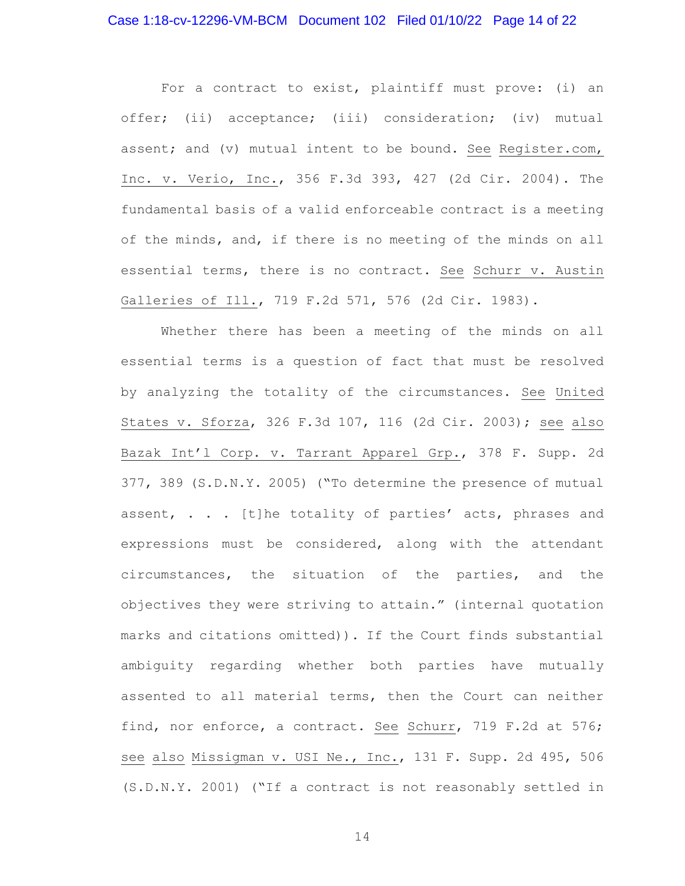For a contract to exist, plaintiff must prove: (i) an offer; (ii) acceptance; (iii) consideration; (iv) mutual assent; and (v) mutual intent to be bound. See Register.com, Inc. v. Verio, Inc., 356 F.3d 393, 427 (2d Cir. 2004). The fundamental basis of a valid enforceable contract is a meeting of the minds, and, if there is no meeting of the minds on all essential terms, there is no contract. See Schurr v. Austin Galleries of Ill., 719 F.2d 571, 576 (2d Cir. 1983).

Whether there has been a meeting of the minds on all essential terms is a question of fact that must be resolved by analyzing the totality of the circumstances. See United States v. Sforza, 326 F.3d 107, 116 (2d Cir. 2003); see also Bazak Int'l Corp. v. Tarrant Apparel Grp., 378 F. Supp. 2d 377, 389 (S.D.N.Y. 2005) ("To determine the presence of mutual assent, . . . [t]he totality of parties' acts, phrases and expressions must be considered, along with the attendant circumstances, the situation of the parties, and the objectives they were striving to attain." (internal quotation marks and citations omitted)). If the Court finds substantial ambiguity regarding whether both parties have mutually assented to all material terms, then the Court can neither find, nor enforce, a contract. See Schurr, 719 F.2d at 576; see also Missigman v. USI Ne., Inc., 131 F. Supp. 2d 495, 506 (S.D.N.Y. 2001) ("If a contract is not reasonably settled in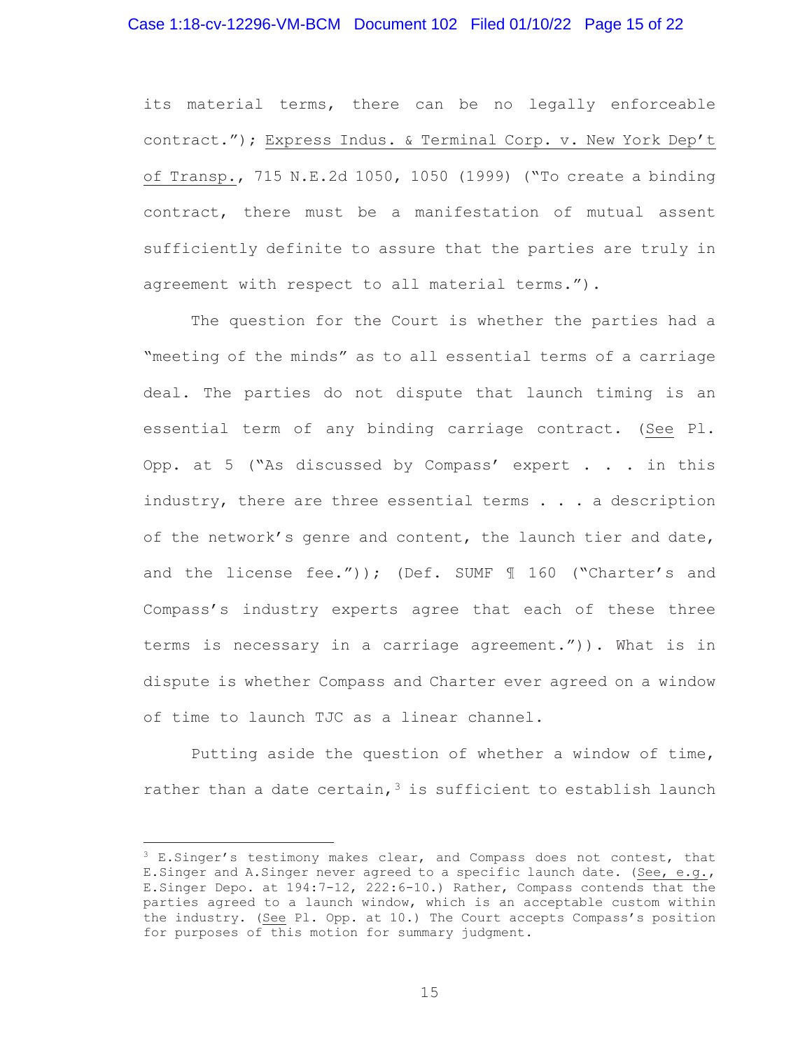its material terms, there can be no legally enforceable contract."); Express Indus. & Terminal Corp. v. New York Dep't of Transp., 715 N.E.2d 1050, 1050 (1999) ("To create a binding contract, there must be a manifestation of mutual assent sufficiently definite to assure that the parties are truly in agreement with respect to all material terms.").

The question for the Court is whether the parties had a "meeting of the minds" as to all essential terms of a carriage deal. The parties do not dispute that launch timing is an essential term of any binding carriage contract. (See Pl. Opp. at 5 ("As discussed by Compass' expert . . . in this industry, there are three essential terms . . . a description of the network's genre and content, the launch tier and date, and the license fee.")); (Def. SUMF ¶ 160 ("Charter's and Compass's industry experts agree that each of these three terms is necessary in a carriage agreement.")). What is in dispute is whether Compass and Charter ever agreed on a window of time to launch TJC as a linear channel.

Putting aside the question of whether a window of time, rather than a date certain,[3] is sufficient to establish launch

---

[3] E.Singer's testimony makes clear, and Compass does not contest, that E.Singer and A.Singer never agreed to a specific launch date. (See, e.g., E.Singer Depo. at 194:7-12, 222:6-10.) Rather, Compass contends that the parties agreed to a launch window, which is an acceptable custom within the industry. (See Pl. Opp. at 10.) The Court accepts Compass's position for purposes of this motion for summary judgment.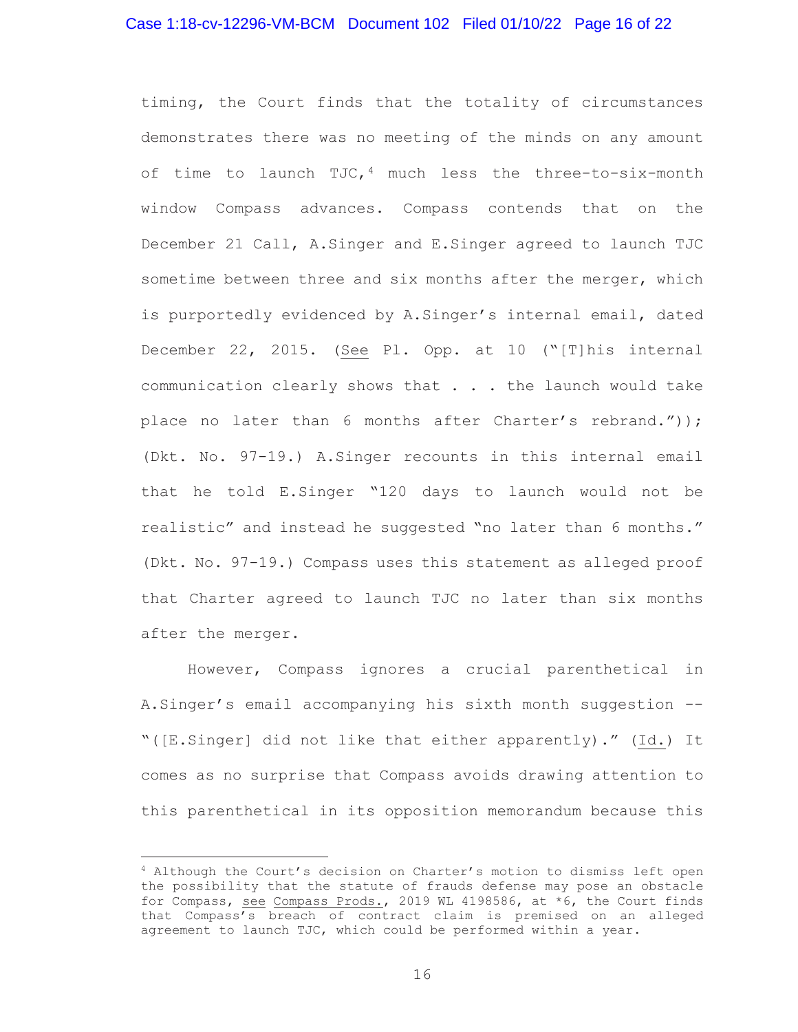timing, the Court finds that the totality of circumstances demonstrates there was no meeting of the minds on any amount of time to launch TJC,[4] much less the three-to-six-month window Compass advances. Compass contends that on the December 21 Call, A.Singer and E.Singer agreed to launch TJC sometime between three and six months after the merger, which is purportedly evidenced by A.Singer's internal email, dated December 22, 2015. (See Pl. Opp. at 10 ("[T]his internal communication clearly shows that . . . the launch would take place no later than 6 months after Charter's rebrand.")); (Dkt. No. 97-19.) A.Singer recounts in this internal email that he told E.Singer "120 days to launch would not be realistic" and instead he suggested "no later than 6 months." (Dkt. No. 97-19.) Compass uses this statement as alleged proof that Charter agreed to launch TJC no later than six months after the merger.

However, Compass ignores a crucial parenthetical in A.Singer's email accompanying his sixth month suggestion -- "([E.Singer] did not like that either apparently)." (Id.) It comes as no surprise that Compass avoids drawing attention to this parenthetical in its opposition memorandum because this

---

[4] Although the Court's decision on Charter's motion to dismiss left open the possibility that the statute of frauds defense may pose an obstacle for Compass, see Compass Prods., 2019 WL 4198586, at *6, the Court finds that Compass's breach of contract claim is premised on an alleged agreement to launch TJC, which could be performed within a year.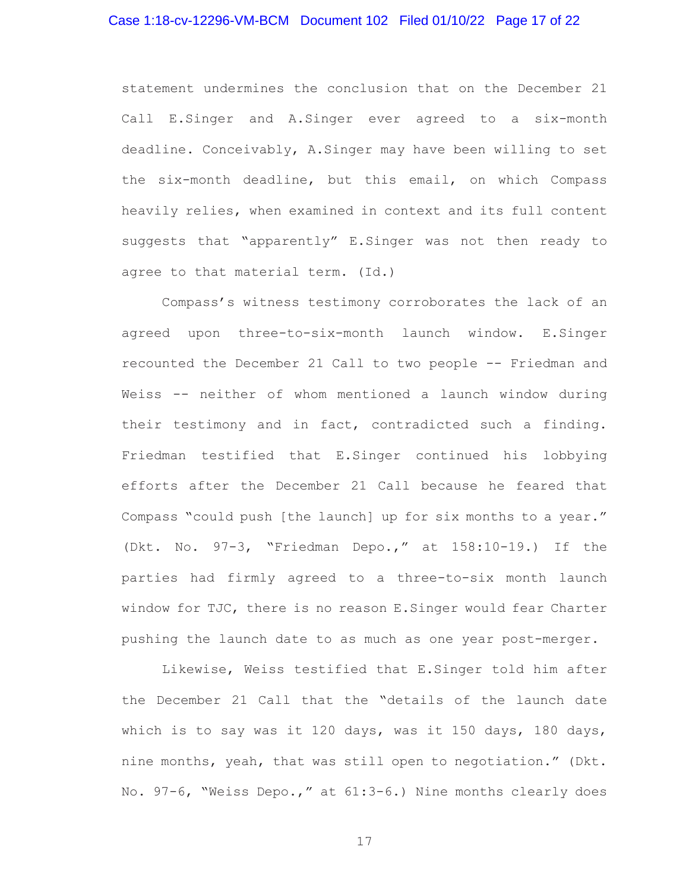statement undermines the conclusion that on the December 21 Call E.Singer and A.Singer ever agreed to a six-month deadline. Conceivably, A.Singer may have been willing to set the six-month deadline, but this email, on which Compass heavily relies, when examined in context and its full content suggests that "apparently" E.Singer was not then ready to agree to that material term. (Id.)

Compass's witness testimony corroborates the lack of an agreed upon three-to-six-month launch window. E.Singer recounted the December 21 Call to two people -- Friedman and Weiss -- neither of whom mentioned a launch window during their testimony and in fact, contradicted such a finding. Friedman testified that E.Singer continued his lobbying efforts after the December 21 Call because he feared that Compass "could push [the launch] up for six months to a year." (Dkt. No. 97-3, "Friedman Depo.," at 158:10-19.) If the parties had firmly agreed to a three-to-six month launch window for TJC, there is no reason E.Singer would fear Charter pushing the launch date to as much as one year post-merger.

Likewise, Weiss testified that E.Singer told him after the December 21 Call that the "details of the launch date which is to say was it 120 days, was it 150 days, 180 days, nine months, yeah, that was still open to negotiation." (Dkt. No. 97-6, "Weiss Depo.," at 61:3-6.) Nine months clearly does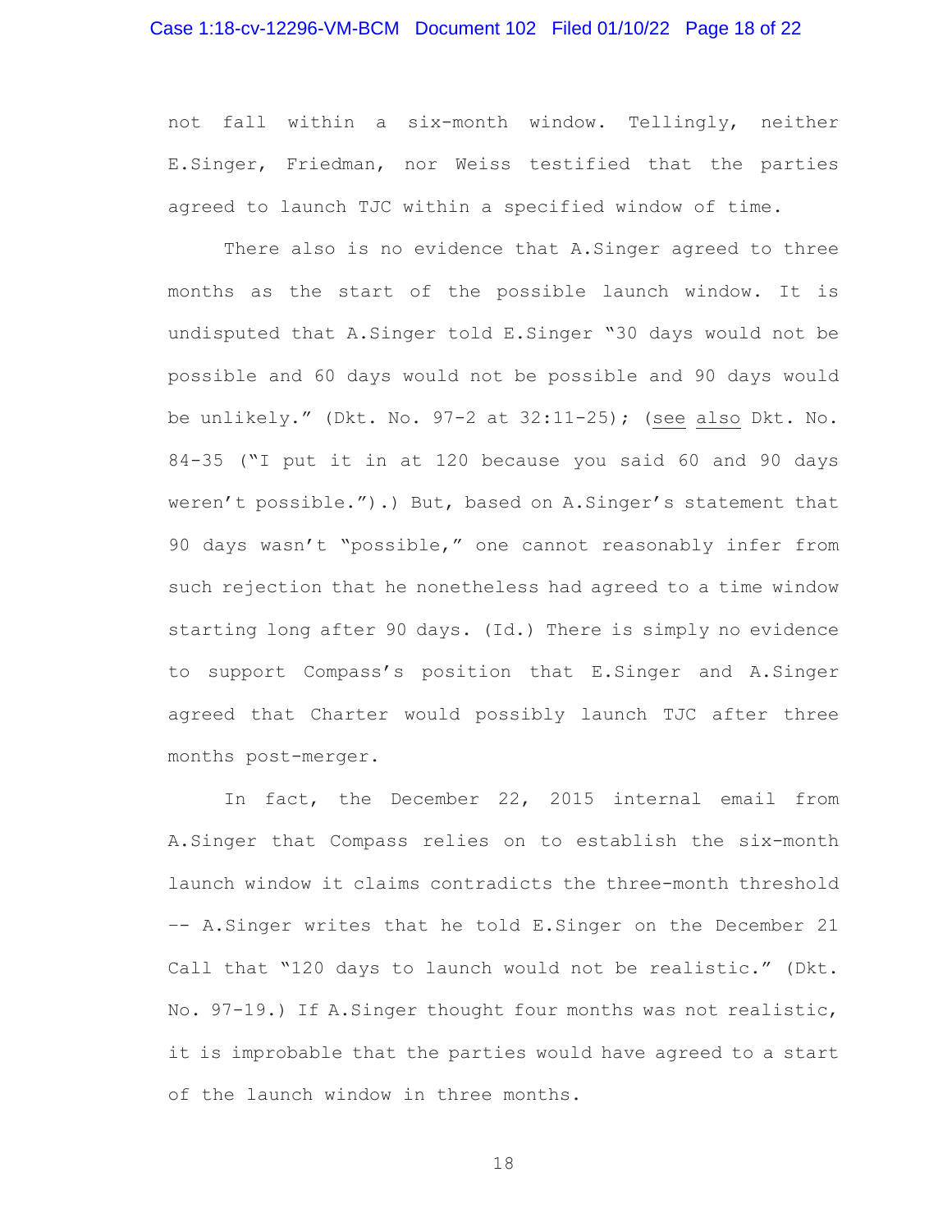not fall within a six-month window. Tellingly, neither E.Singer, Friedman, nor Weiss testified that the parties agreed to launch TJC within a specified window of time.

There also is no evidence that A.Singer agreed to three months as the start of the possible launch window. It is undisputed that A.Singer told E.Singer "30 days would not be possible and 60 days would not be possible and 90 days would be unlikely." (Dkt. No. 97-2 at 32:11-25); (see also Dkt. No. 84-35 ("I put it in at 120 because you said 60 and 90 days weren't possible.").) But, based on A.Singer's statement that 90 days wasn't "possible," one cannot reasonably infer from such rejection that he nonetheless had agreed to a time window starting long after 90 days. (Id.) There is simply no evidence to support Compass's position that E.Singer and A.Singer agreed that Charter would possibly launch TJC after three months post-merger.

In fact, the December 22, 2015 internal email from A.Singer that Compass relies on to establish the six-month launch window it claims contradicts the three-month threshold -- A.Singer writes that he told E.Singer on the December 21 Call that "120 days to launch would not be realistic." (Dkt. No. 97-19.) If A.Singer thought four months was not realistic, it is improbable that the parties would have agreed to a start of the launch window in three months.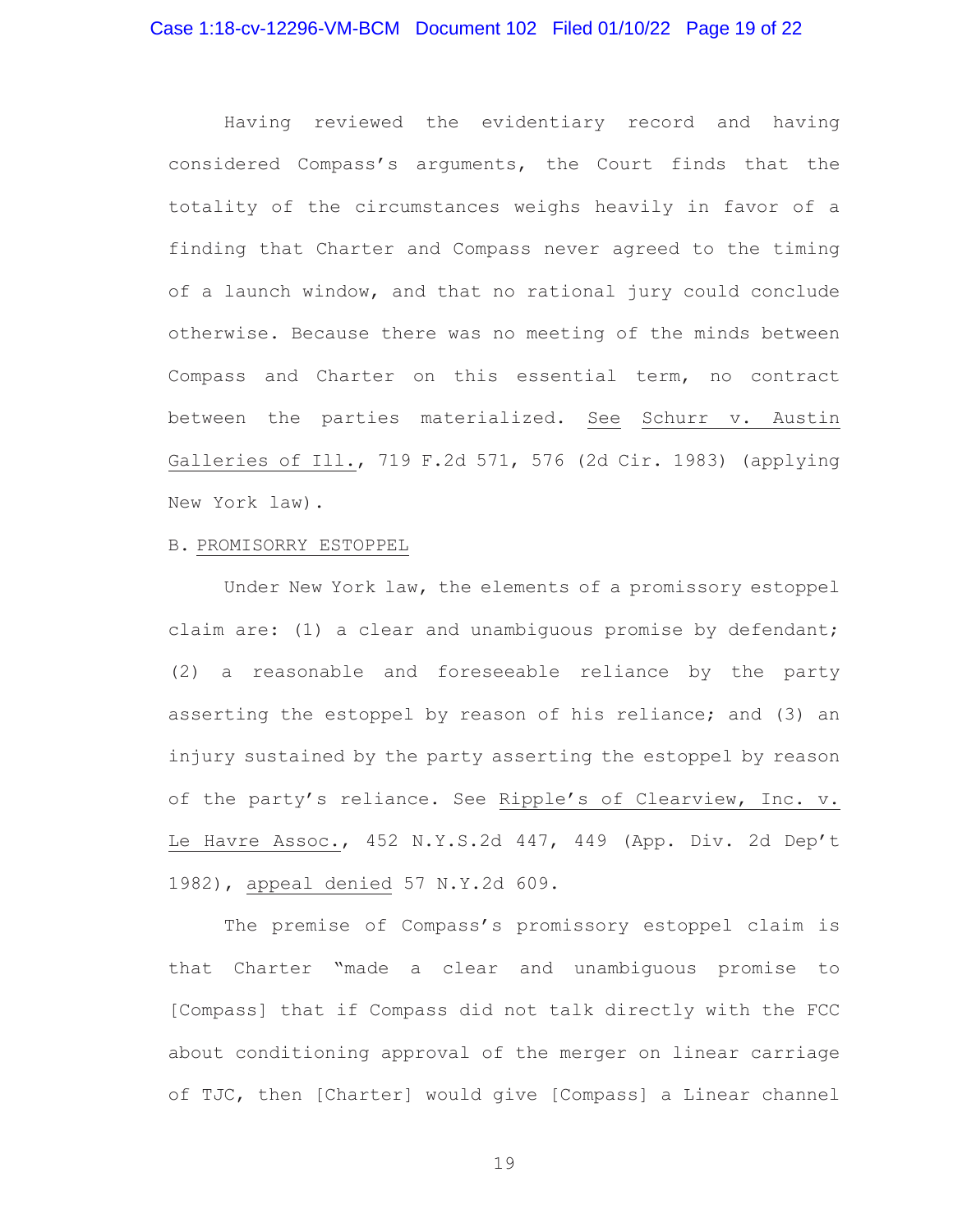Having reviewed the evidentiary record and having considered Compass's arguments, the Court finds that the totality of the circumstances weighs heavily in favor of a finding that Charter and Compass never agreed to the timing of a launch window, and that no rational jury could conclude otherwise. Because there was no meeting of the minds between Compass and Charter on this essential term, no contract between the parties materialized. See Schurr v. Austin Galleries of Ill., 719 F.2d 571, 576 (2d Cir. 1983) (applying New York law).

B. PROMISORRY ESTOPPEL

Under New York law, the elements of a promissory estoppel claim are: (1) a clear and unambiguous promise by defendant; (2) a reasonable and foreseeable reliance by the party asserting the estoppel by reason of his reliance; and (3) an injury sustained by the party asserting the estoppel by reason of the party's reliance. See Ripple's of Clearview, Inc. v. Le Havre Assoc., 452 N.Y.S.2d 447, 449 (App. Div. 2d Dep't 1982), appeal denied 57 N.Y.2d 609.

The premise of Compass's promissory estoppel claim is that Charter "made a clear and unambiguous promise to [Compass] that if Compass did not talk directly with the FCC about conditioning approval of the merger on linear carriage of TJC, then [Charter] would give [Compass] a Linear channel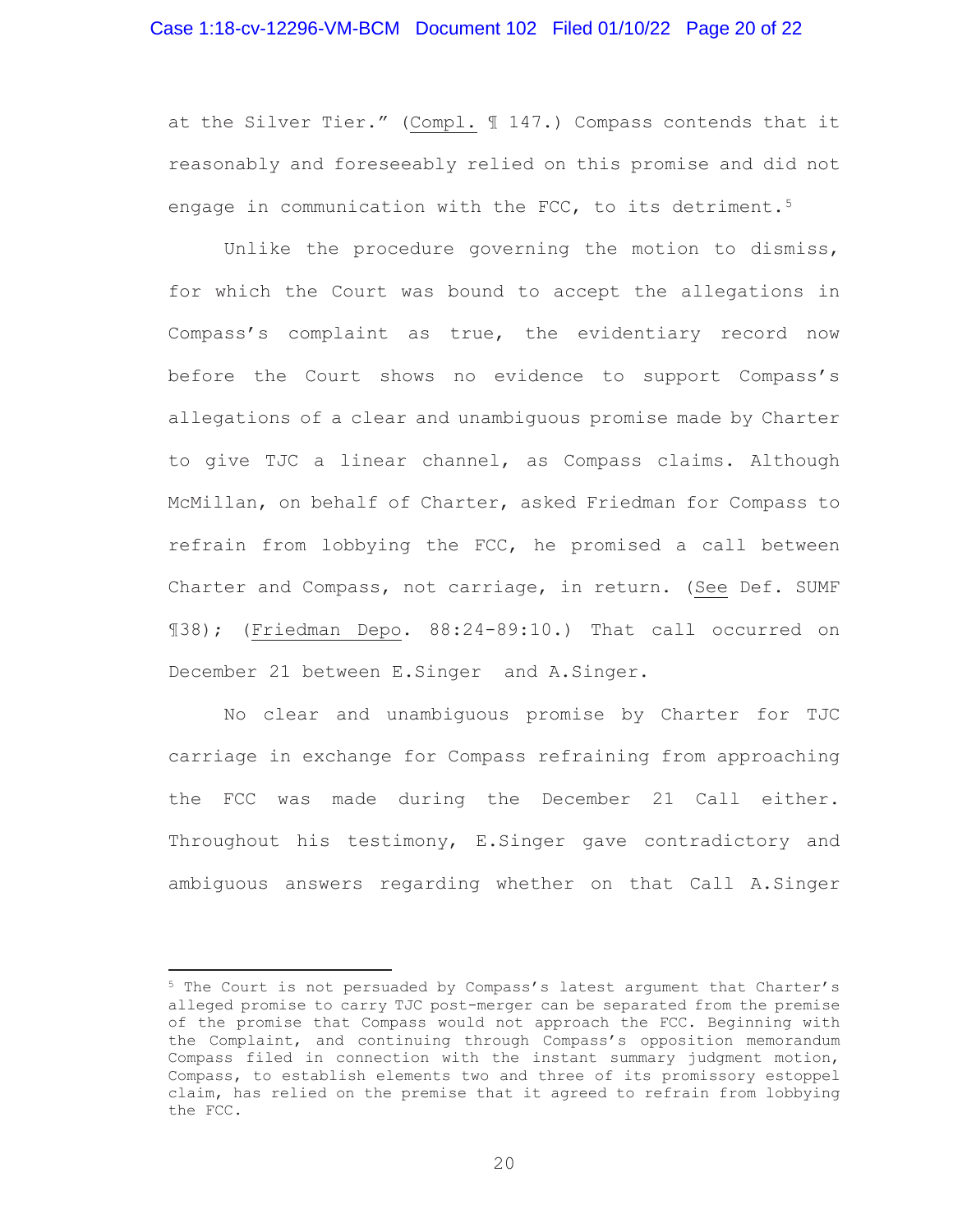at the Silver Tier." (Compl. ¶ 147.) Compass contends that it reasonably and foreseeably relied on this promise and did not engage in communication with the FCC, to its detriment.[5]

Unlike the procedure governing the motion to dismiss, for which the Court was bound to accept the allegations in Compass's complaint as true, the evidentiary record now before the Court shows no evidence to support Compass's allegations of a clear and unambiguous promise made by Charter to give TJC a linear channel, as Compass claims. Although McMillan, on behalf of Charter, asked Friedman for Compass to refrain from lobbying the FCC, he promised a call between Charter and Compass, not carriage, in return. (See Def. SUMF ¶38); (Friedman Depo. 88:24-89:10.) That call occurred on December 21 between E.Singer and A.Singer.

No clear and unambiguous promise by Charter for TJC carriage in exchange for Compass refraining from approaching the FCC was made during the December 21 Call either. Throughout his testimony, E.Singer gave contradictory and ambiguous answers regarding whether on that Call A.Singer

---

[5] The Court is not persuaded by Compass's latest argument that Charter's alleged promise to carry TJC post-merger can be separated from the premise of the promise that Compass would not approach the FCC. Beginning with the Complaint, and continuing through Compass's opposition memorandum Compass filed in connection with the instant summary judgment motion, Compass, to establish elements two and three of its promissory estoppel claim, has relied on the premise that it agreed to refrain from lobbying the FCC.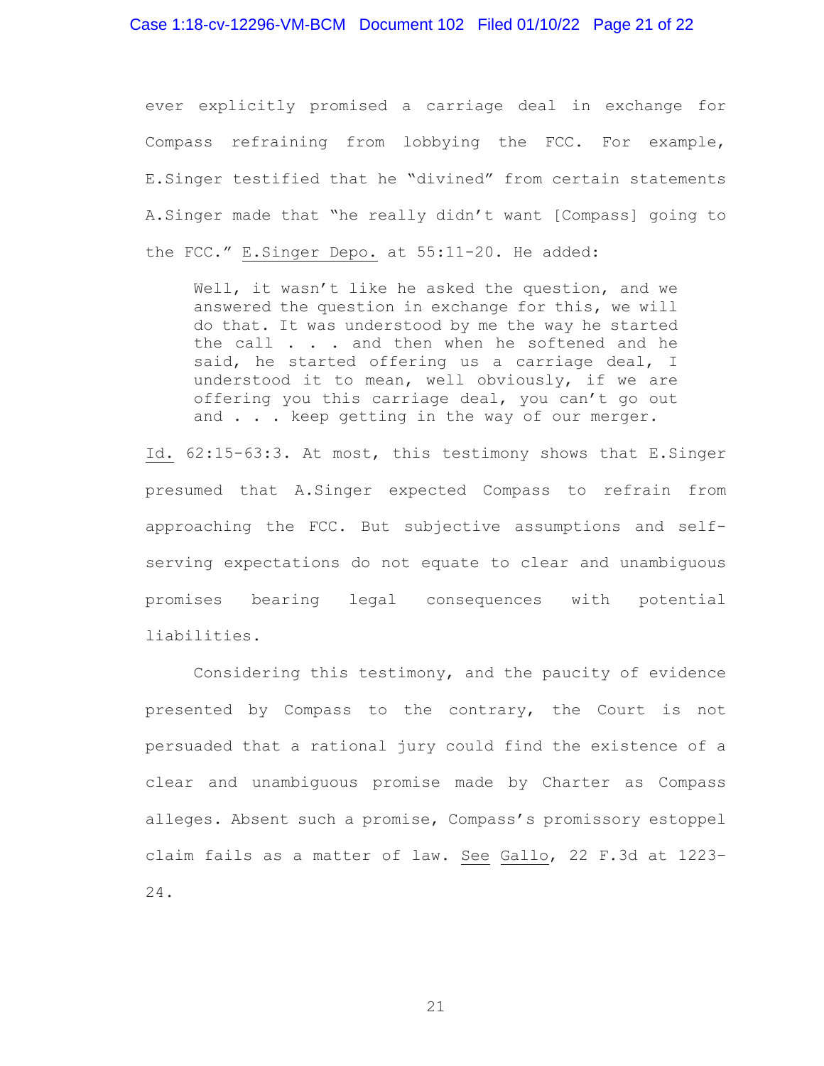ever explicitly promised a carriage deal in exchange for Compass refraining from lobbying the FCC. For example, E.Singer testified that he "divined" from certain statements A.Singer made that "he really didn't want [Compass] going to the FCC." E.Singer Depo. at 55:11-20. He added:

> Well, it wasn't like he asked the question, and we answered the question in exchange for this, we will do that. It was understood by me the way he started the call . . . and then when he softened and he said, he started offering us a carriage deal, I understood it to mean, well obviously, if we are offering you this carriage deal, you can't go out and . . . keep getting in the way of our merger.

Id. 62:15-63:3. At most, this testimony shows that E.Singer presumed that A.Singer expected Compass to refrain from approaching the FCC. But subjective assumptions and self-serving expectations do not equate to clear and unambiguous promises bearing legal consequences with potential liabilities.

Considering this testimony, and the paucity of evidence presented by Compass to the contrary, the Court is not persuaded that a rational jury could find the existence of a clear and unambiguous promise made by Charter as Compass alleges. Absent such a promise, Compass's promissory estoppel claim fails as a matter of law. See Gallo, 22 F.3d at 1223–24.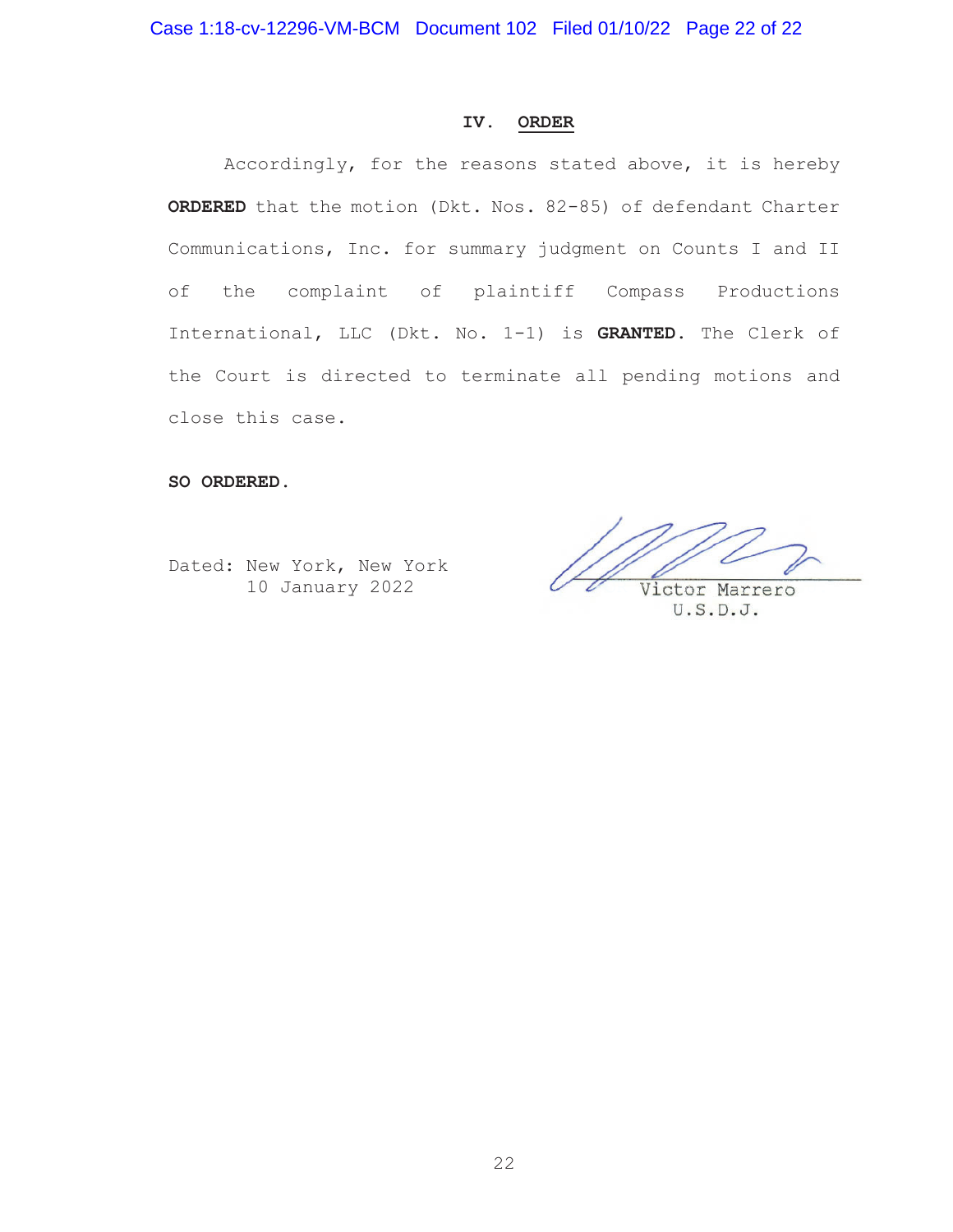## IV. ORDER

Accordingly, for the reasons stated above, it is hereby **ORDERED** that the motion (Dkt. Nos. 82-85) of defendant Charter Communications, Inc. for summary judgment on Counts I and II of the complaint of plaintiff Compass Productions International, LLC (Dkt. No. 1-1) is **GRANTED.** The Clerk of the Court is directed to terminate all pending motions and close this case.

**SO ORDERED.**

Dated: New York, New York
10 January 2022

Victor Marrero
U.S.D.J.